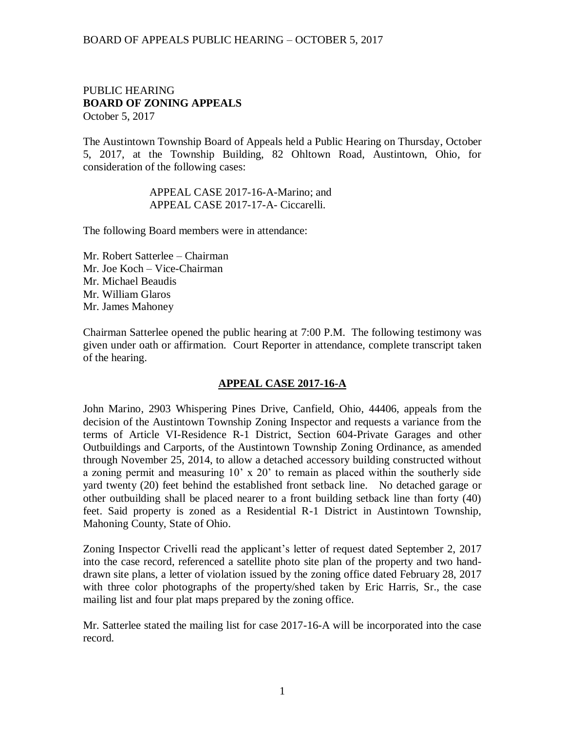PUBLIC HEARING
**BOARD OF ZONING APPEALS**
October 5, 2017

The Austintown Township Board of Appeals held a Public Hearing on Thursday, October 5, 2017, at the Township Building, 82 Ohltown Road, Austintown, Ohio, for consideration of the following cases:

APPEAL CASE 2017-16-A-Marino; and
APPEAL CASE 2017-17-A- Ciccarelli.

The following Board members were in attendance:

Mr. Robert Satterlee – Chairman
Mr. Joe Koch – Vice-Chairman
Mr. Michael Beaudis
Mr. William Glaros
Mr. James Mahoney

Chairman Satterlee opened the public hearing at 7:00 P.M. The following testimony was given under oath or affirmation. Court Reporter in attendance, complete transcript taken of the hearing.

## **APPEAL CASE 2017-16-A**

John Marino, 2903 Whispering Pines Drive, Canfield, Ohio, 44406, appeals from the decision of the Austintown Township Zoning Inspector and requests a variance from the terms of Article VI-Residence R-1 District, Section 604-Private Garages and other Outbuildings and Carports, of the Austintown Township Zoning Ordinance, as amended through November 25, 2014, to allow a detached accessory building constructed without a zoning permit and measuring 10' x 20' to remain as placed within the southerly side yard twenty (20) feet behind the established front setback line. No detached garage or other outbuilding shall be placed nearer to a front building setback line than forty (40) feet. Said property is zoned as a Residential R-1 District in Austintown Township, Mahoning County, State of Ohio.

Zoning Inspector Crivelli read the applicant's letter of request dated September 2, 2017 into the case record, referenced a satellite photo site plan of the property and two hand-drawn site plans, a letter of violation issued by the zoning office dated February 28, 2017 with three color photographs of the property/shed taken by Eric Harris, Sr., the case mailing list and four plat maps prepared by the zoning office.

Mr. Satterlee stated the mailing list for case 2017-16-A will be incorporated into the case record.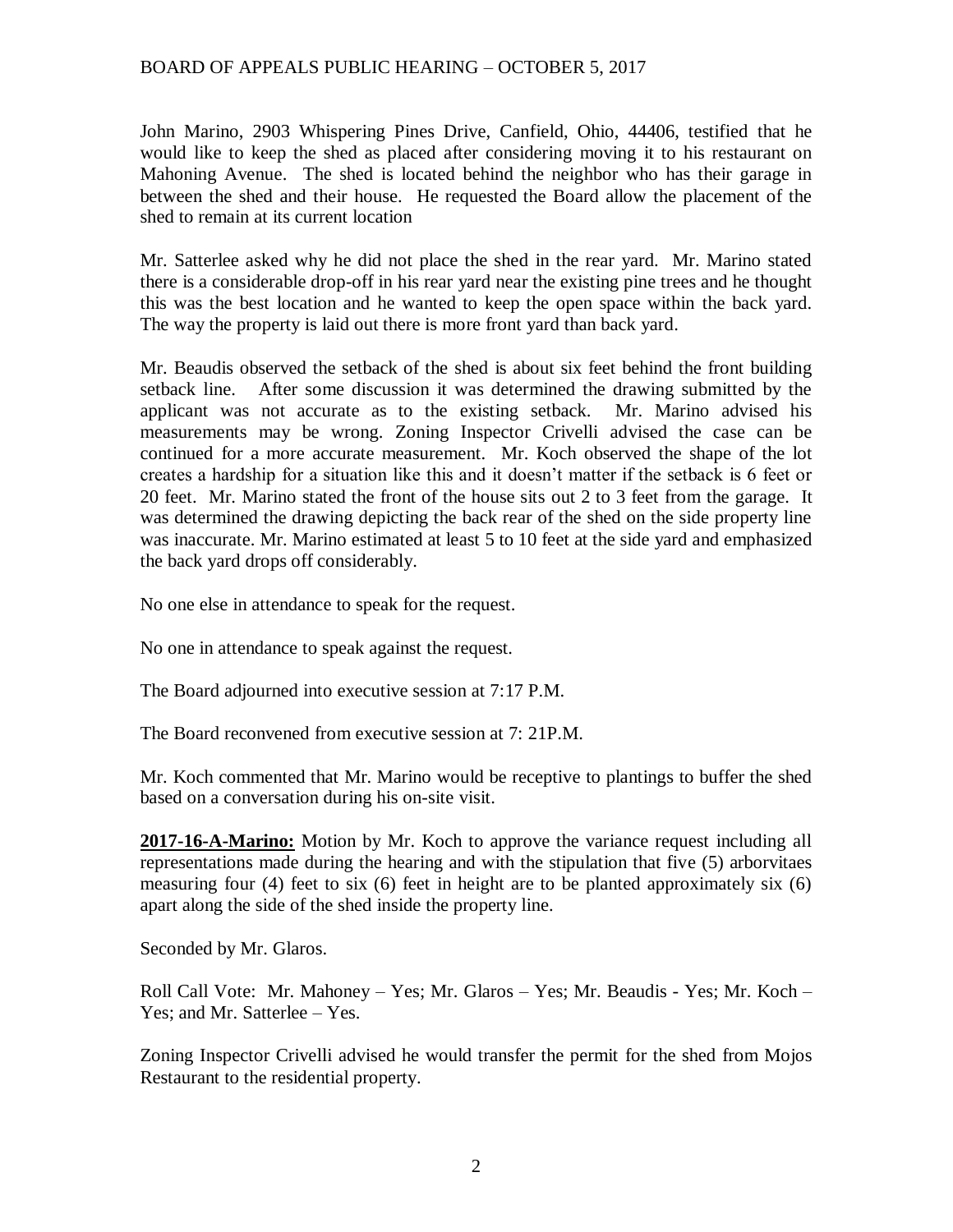John Marino, 2903 Whispering Pines Drive, Canfield, Ohio, 44406, testified that he would like to keep the shed as placed after considering moving it to his restaurant on Mahoning Avenue. The shed is located behind the neighbor who has their garage in between the shed and their house. He requested the Board allow the placement of the shed to remain at its current location

Mr. Satterlee asked why he did not place the shed in the rear yard. Mr. Marino stated there is a considerable drop-off in his rear yard near the existing pine trees and he thought this was the best location and he wanted to keep the open space within the back yard. The way the property is laid out there is more front yard than back yard.

Mr. Beaudis observed the setback of the shed is about six feet behind the front building setback line. After some discussion it was determined the drawing submitted by the applicant was not accurate as to the existing setback. Mr. Marino advised his measurements may be wrong. Zoning Inspector Crivelli advised the case can be continued for a more accurate measurement. Mr. Koch observed the shape of the lot creates a hardship for a situation like this and it doesn't matter if the setback is 6 feet or 20 feet. Mr. Marino stated the front of the house sits out 2 to 3 feet from the garage. It was determined the drawing depicting the back rear of the shed on the side property line was inaccurate. Mr. Marino estimated at least 5 to 10 feet at the side yard and emphasized the back yard drops off considerably.

No one else in attendance to speak for the request.

No one in attendance to speak against the request.

The Board adjourned into executive session at 7:17 P.M.

The Board reconvened from executive session at 7: 21P.M.

Mr. Koch commented that Mr. Marino would be receptive to plantings to buffer the shed based on a conversation during his on-site visit.

**2017-16-A-Marino:** Motion by Mr. Koch to approve the variance request including all representations made during the hearing and with the stipulation that five (5) arborvitaes measuring four (4) feet to six (6) feet in height are to be planted approximately six (6) apart along the side of the shed inside the property line.

Seconded by Mr. Glaros.

Roll Call Vote: Mr. Mahoney – Yes; Mr. Glaros – Yes; Mr. Beaudis - Yes; Mr. Koch – Yes; and Mr. Satterlee – Yes.

Zoning Inspector Crivelli advised he would transfer the permit for the shed from Mojos Restaurant to the residential property.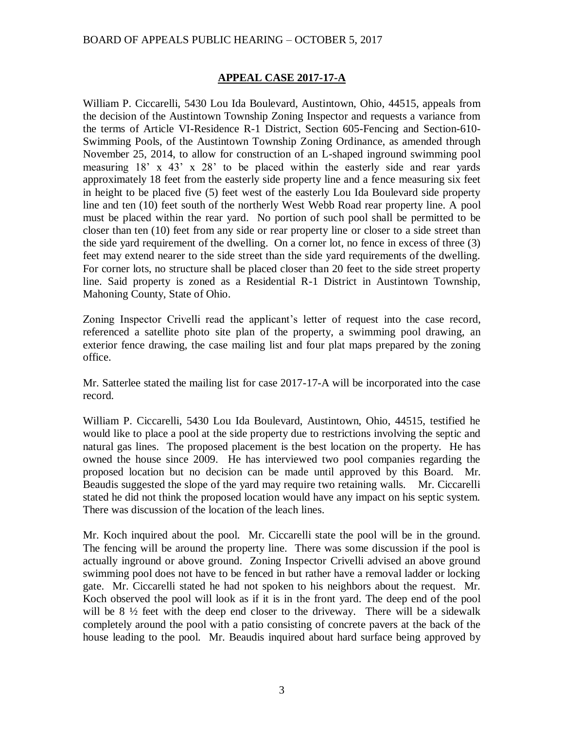## APPEAL CASE 2017-17-A

William P. Ciccarelli, 5430 Lou Ida Boulevard, Austintown, Ohio, 44515, appeals from the decision of the Austintown Township Zoning Inspector and requests a variance from the terms of Article VI-Residence R-1 District, Section 605-Fencing and Section-610-Swimming Pools, of the Austintown Township Zoning Ordinance, as amended through November 25, 2014, to allow for construction of an L-shaped inground swimming pool measuring 18' x 43' x 28' to be placed within the easterly side and rear yards approximately 18 feet from the easterly side property line and a fence measuring six feet in height to be placed five (5) feet west of the easterly Lou Ida Boulevard side property line and ten (10) feet south of the northerly West Webb Road rear property line. A pool must be placed within the rear yard. No portion of such pool shall be permitted to be closer than ten (10) feet from any side or rear property line or closer to a side street than the side yard requirement of the dwelling. On a corner lot, no fence in excess of three (3) feet may extend nearer to the side street than the side yard requirements of the dwelling. For corner lots, no structure shall be placed closer than 20 feet to the side street property line. Said property is zoned as a Residential R-1 District in Austintown Township, Mahoning County, State of Ohio.

Zoning Inspector Crivelli read the applicant's letter of request into the case record, referenced a satellite photo site plan of the property, a swimming pool drawing, an exterior fence drawing, the case mailing list and four plat maps prepared by the zoning office.

Mr. Satterlee stated the mailing list for case 2017-17-A will be incorporated into the case record.

William P. Ciccarelli, 5430 Lou Ida Boulevard, Austintown, Ohio, 44515, testified he would like to place a pool at the side property due to restrictions involving the septic and natural gas lines. The proposed placement is the best location on the property. He has owned the house since 2009. He has interviewed two pool companies regarding the proposed location but no decision can be made until approved by this Board. Mr. Beaudis suggested the slope of the yard may require two retaining walls. Mr. Ciccarelli stated he did not think the proposed location would have any impact on his septic system. There was discussion of the location of the leach lines.

Mr. Koch inquired about the pool. Mr. Ciccarelli state the pool will be in the ground. The fencing will be around the property line. There was some discussion if the pool is actually inground or above ground. Zoning Inspector Crivelli advised an above ground swimming pool does not have to be fenced in but rather have a removal ladder or locking gate. Mr. Ciccarelli stated he had not spoken to his neighbors about the request. Mr. Koch observed the pool will look as if it is in the front yard. The deep end of the pool will be 8 ½ feet with the deep end closer to the driveway. There will be a sidewalk completely around the pool with a patio consisting of concrete pavers at the back of the house leading to the pool. Mr. Beaudis inquired about hard surface being approved by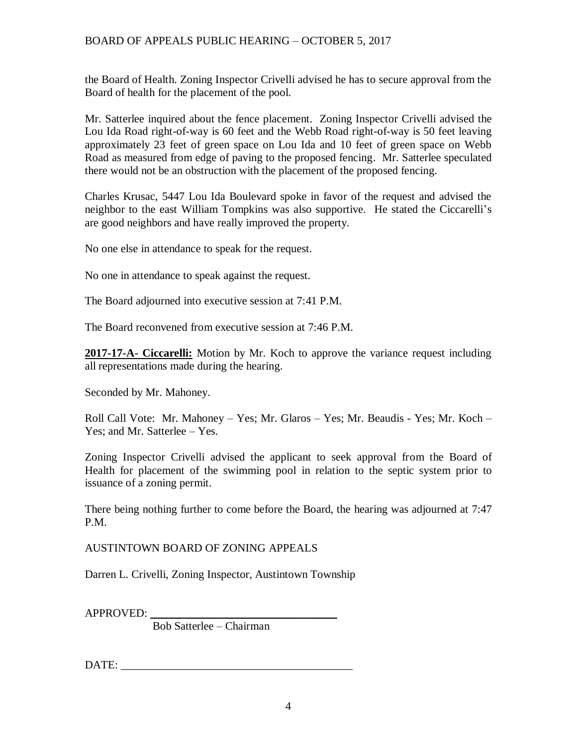the Board of Health. Zoning Inspector Crivelli advised he has to secure approval from the Board of health for the placement of the pool.

Mr. Satterlee inquired about the fence placement. Zoning Inspector Crivelli advised the Lou Ida Road right-of-way is 60 feet and the Webb Road right-of-way is 50 feet leaving approximately 23 feet of green space on Lou Ida and 10 feet of green space on Webb Road as measured from edge of paving to the proposed fencing. Mr. Satterlee speculated there would not be an obstruction with the placement of the proposed fencing.

Charles Krusac, 5447 Lou Ida Boulevard spoke in favor of the request and advised the neighbor to the east William Tompkins was also supportive. He stated the Ciccarelli's are good neighbors and have really improved the property.

No one else in attendance to speak for the request.

No one in attendance to speak against the request.

The Board adjourned into executive session at 7:41 P.M.

The Board reconvened from executive session at 7:46 P.M.

**2017-17-A- Ciccarelli:** Motion by Mr. Koch to approve the variance request including all representations made during the hearing.

Seconded by Mr. Mahoney.

Roll Call Vote: Mr. Mahoney – Yes; Mr. Glaros – Yes; Mr. Beaudis - Yes; Mr. Koch – Yes; and Mr. Satterlee – Yes.

Zoning Inspector Crivelli advised the applicant to seek approval from the Board of Health for placement of the swimming pool in relation to the septic system prior to issuance of a zoning permit.

There being nothing further to come before the Board, the hearing was adjourned at 7:47 P.M.

AUSTINTOWN BOARD OF ZONING APPEALS

Darren L. Crivelli, Zoning Inspector, Austintown Township

APPROVED: ________________________________
Bob Satterlee – Chairman

DATE: ________________________________________